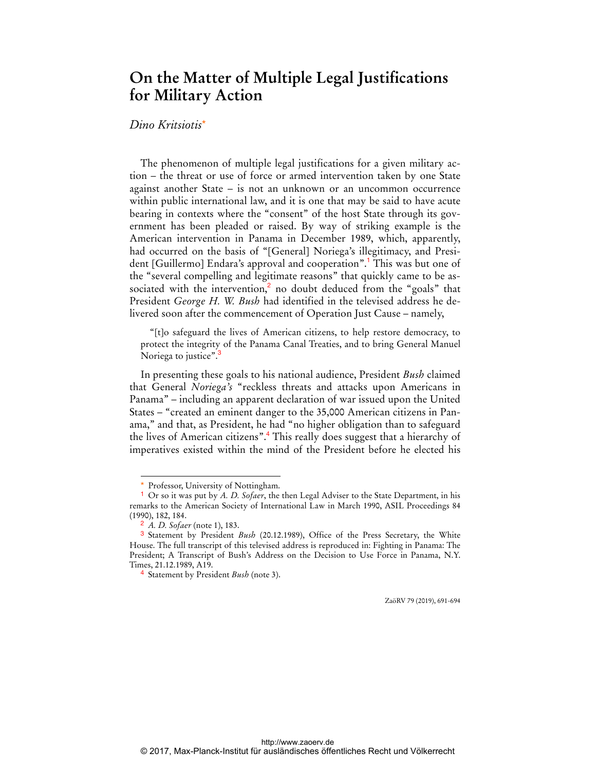# On the Matter of Multiple Legal Justifications for Military Action

*Dino Kritsiotis*[*]

The phenomenon of multiple legal justifications for a given military action – the threat or use of force or armed intervention taken by one State against another State – is not an unknown or an uncommon occurrence within public international law, and it is one that may be said to have acute bearing in contexts where the "consent" of the host State through its government has been pleaded or raised. By way of striking example is the American intervention in Panama in December 1989, which, apparently, had occurred on the basis of "[General] Noriega's illegitimacy, and President [Guillermo] Endara's approval and cooperation".[1] This was but one of the "several compelling and legitimate reasons" that quickly came to be associated with the intervention,[2] no doubt deduced from the "goals" that President *George H. W. Bush* had identified in the televised address he delivered soon after the commencement of Operation Just Cause – namely,

> "[t]o safeguard the lives of American citizens, to help restore democracy, to protect the integrity of the Panama Canal Treaties, and to bring General Manuel Noriega to justice".[3]

In presenting these goals to his national audience, President *Bush* claimed that General *Noriega's* "reckless threats and attacks upon Americans in Panama" – including an apparent declaration of war issued upon the United States – "created an eminent danger to the 35,000 American citizens in Panama," and that, as President, he had "no higher obligation than to safeguard the lives of American citizens".[4] This really does suggest that a hierarchy of imperatives existed within the mind of the President before he elected his

---

[*] Professor, University of Nottingham.

[1] Or so it was put by *A. D. Sofaer*, the then Legal Adviser to the State Department, in his remarks to the American Society of International Law in March 1990, ASIL Proceedings 84 (1990), 182, 184.

[2] *A. D. Sofaer* (note 1), 183.

[3] Statement by President *Bush* (20.12.1989), Office of the Press Secretary, the White House. The full transcript of this televised address is reproduced in: Fighting in Panama: The President; A Transcript of Bush's Address on the Decision to Use Force in Panama, N.Y. Times, 21.12.1989, A19.

[4] Statement by President *Bush* (note 3).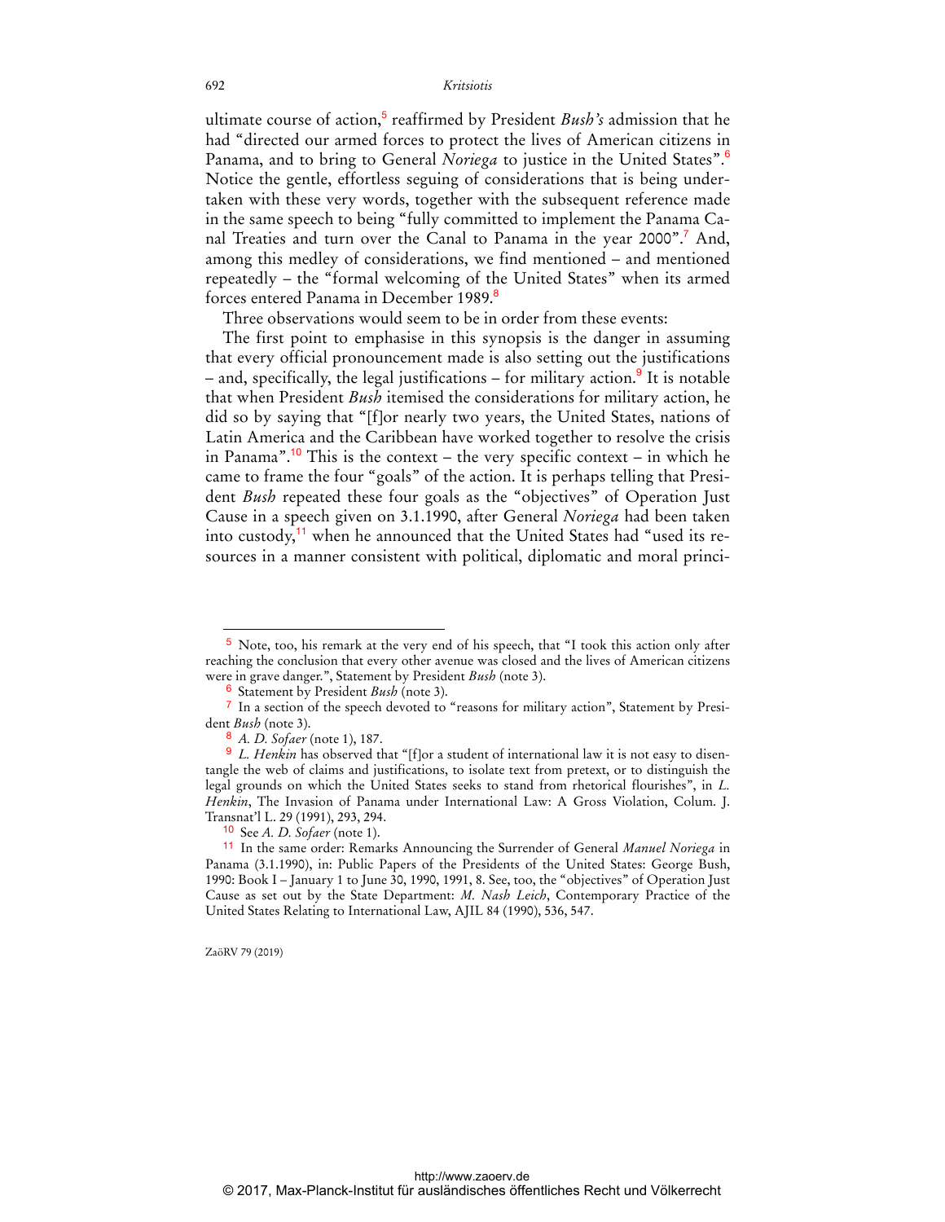ultimate course of action,[5] reaffirmed by President *Bush's* admission that he had "directed our armed forces to protect the lives of American citizens in Panama, and to bring to General *Noriega* to justice in the United States".[6] Notice the gentle, effortless seguing of considerations that is being undertaken with these very words, together with the subsequent reference made in the same speech to being "fully committed to implement the Panama Canal Treaties and turn over the Canal to Panama in the year 2000".[7] And, among this medley of considerations, we find mentioned – and mentioned repeatedly – the "formal welcoming of the United States" when its armed forces entered Panama in December 1989.[8]

Three observations would seem to be in order from these events:

The first point to emphasise in this synopsis is the danger in assuming that every official pronouncement made is also setting out the justifications – and, specifically, the legal justifications – for military action.[9] It is notable that when President *Bush* itemised the considerations for military action, he did so by saying that "[f]or nearly two years, the United States, nations of Latin America and the Caribbean have worked together to resolve the crisis in Panama".[10] This is the context – the very specific context – in which he came to frame the four "goals" of the action. It is perhaps telling that President *Bush* repeated these four goals as the "objectives" of Operation Just Cause in a speech given on 3.1.1990, after General *Noriega* had been taken into custody,[11] when he announced that the United States had "used its resources in a manner consistent with political, diplomatic and moral princi-

---

[5] Note, too, his remark at the very end of his speech, that "I took this action only after reaching the conclusion that every other avenue was closed and the lives of American citizens were in grave danger.", Statement by President *Bush* (note 3).

[6] Statement by President *Bush* (note 3).

[7] In a section of the speech devoted to "reasons for military action", Statement by President *Bush* (note 3).

[8] *A. D. Sofaer* (note 1), 187.

[9] *L. Henkin* has observed that "[f]or a student of international law it is not easy to disentangle the web of claims and justifications, to isolate text from pretext, or to distinguish the legal grounds on which the United States seeks to stand from rhetorical flourishes", in *L. Henkin*, The Invasion of Panama under International Law: A Gross Violation, Colum. J. Transnat'l L. 29 (1991), 293, 294.

[10] See *A. D. Sofaer* (note 1).

[11] In the same order: Remarks Announcing the Surrender of General *Manuel Noriega* in Panama (3.1.1990), in: Public Papers of the Presidents of the United States: George Bush, 1990: Book I – January 1 to June 30, 1990, 1991, 8. See, too, the "objectives" of Operation Just Cause as set out by the State Department: *M. Nash Leich*, Contemporary Practice of the United States Relating to International Law, AJIL 84 (1990), 536, 547.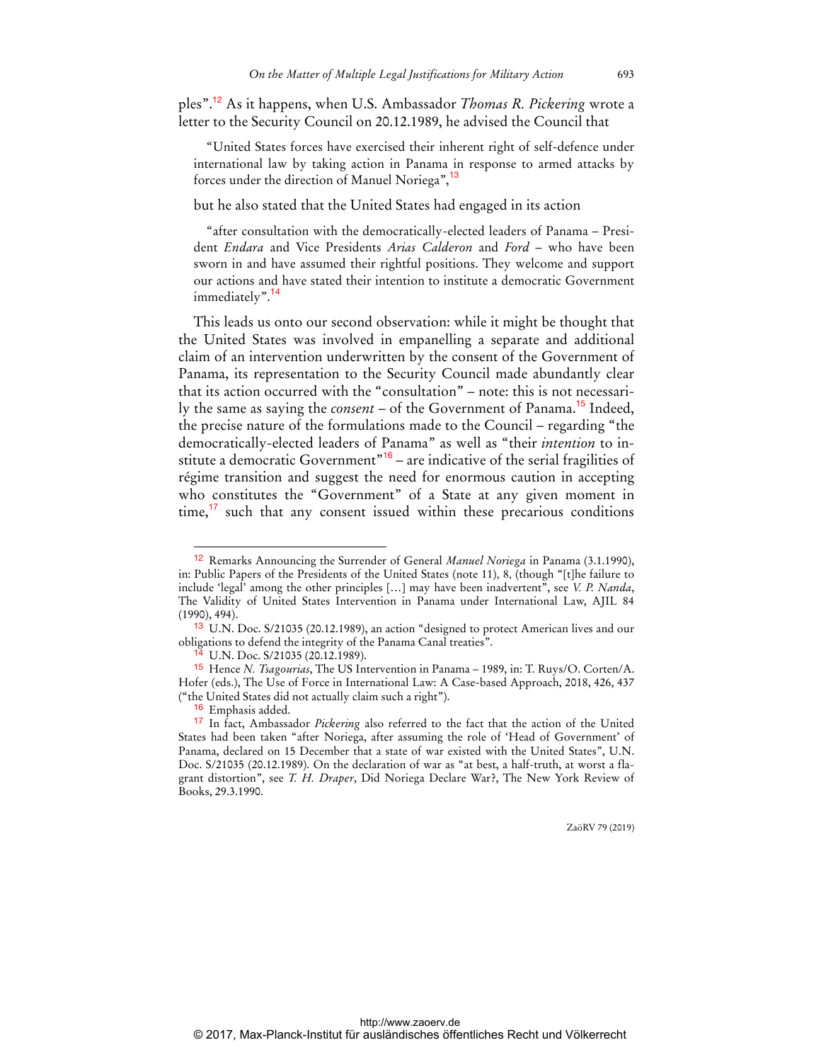ples".[12] As it happens, when U.S. Ambassador *Thomas R. Pickering* wrote a letter to the Security Council on 20.12.1989, he advised the Council that

> "United States forces have exercised their inherent right of self-defence under international law by taking action in Panama in response to armed attacks by forces under the direction of Manuel Noriega",[13]

but he also stated that the United States had engaged in its action

> "after consultation with the democratically-elected leaders of Panama – President *Endara* and Vice Presidents *Arias Calderon* and *Ford* – who have been sworn in and have assumed their rightful positions. They welcome and support our actions and have stated their intention to institute a democratic Government immediately".[14]

This leads us onto our second observation: while it might be thought that the United States was involved in empanelling a separate and additional claim of an intervention underwritten by the consent of the Government of Panama, its representation to the Security Council made abundantly clear that its action occurred with the "consultation" – note: this is not necessarily the same as saying the *consent* – of the Government of Panama.[15] Indeed, the precise nature of the formulations made to the Council – regarding "the democratically-elected leaders of Panama" as well as "their *intention* to institute a democratic Government"[16] – are indicative of the serial fragilities of régime transition and suggest the need for enormous caution in accepting who constitutes the "Government" of a State at any given moment in time,[17] such that any consent issued within these precarious conditions

---

[12] Remarks Announcing the Surrender of General *Manuel Noriega* in Panama (3.1.1990), in: Public Papers of the Presidents of the United States (note 11), 8, (though "[t]he failure to include 'legal' among the other principles […] may have been inadvertent", see *V. P. Nanda*, The Validity of United States Intervention in Panama under International Law, AJIL 84 (1990), 494).

[13] U.N. Doc. S/21035 (20.12.1989), an action "designed to protect American lives and our obligations to defend the integrity of the Panama Canal treaties".

[14] U.N. Doc. S/21035 (20.12.1989).

[15] Hence *N. Tsagourias*, The US Intervention in Panama – 1989, in: T. Ruys/O. Corten/A. Hofer (eds.), The Use of Force in International Law: A Case-based Approach, 2018, 426, 437 ("the United States did not actually claim such a right").

[16] Emphasis added.

[17] In fact, Ambassador *Pickering* also referred to the fact that the action of the United States had been taken "after Noriega, after assuming the role of 'Head of Government' of Panama, declared on 15 December that a state of war existed with the United States", U.N. Doc. S/21035 (20.12.1989). On the declaration of war as "at best, a half-truth, at worst a flagrant distortion", see *T. H. Draper*, Did Noriega Declare War?, The New York Review of Books, 29.3.1990.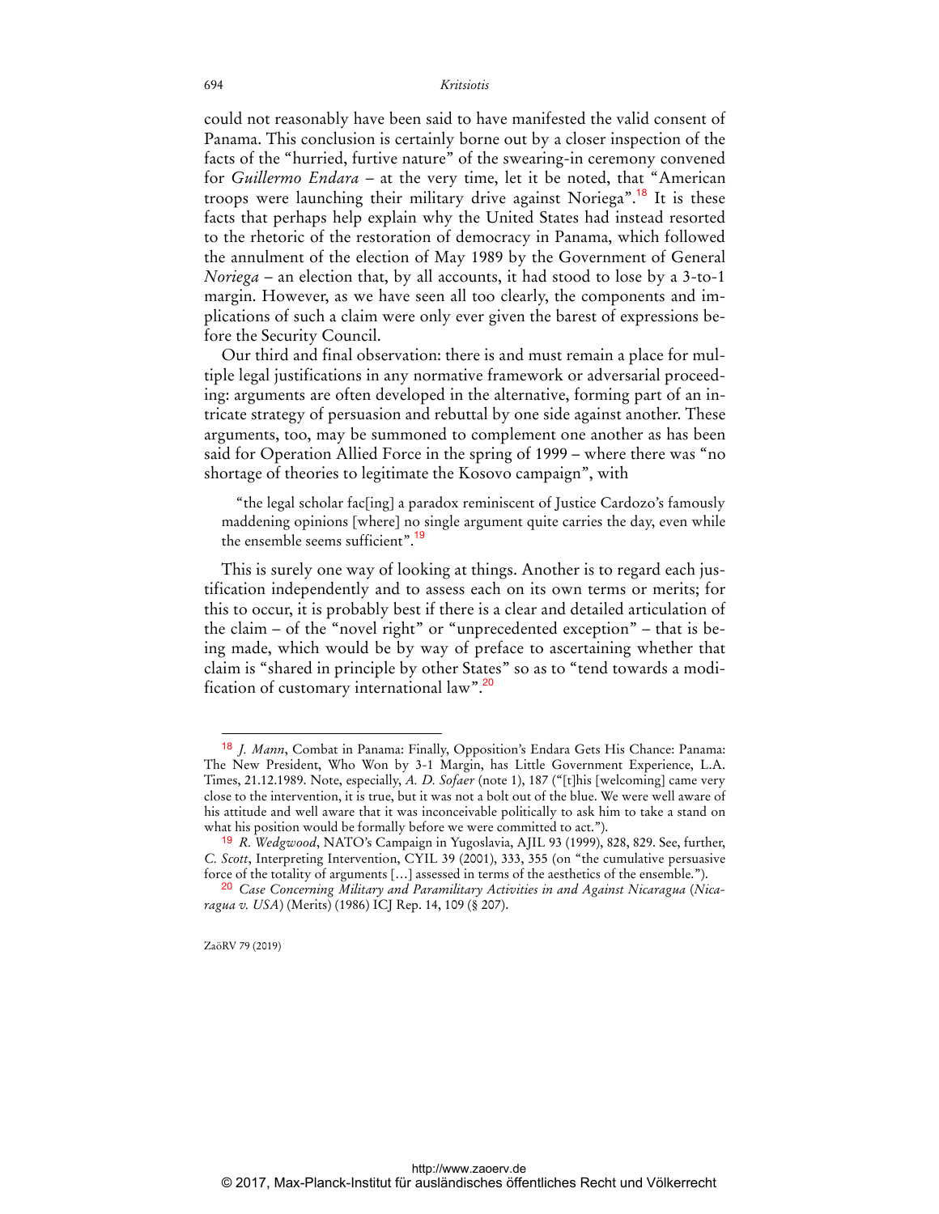could not reasonably have been said to have manifested the valid consent of Panama. This conclusion is certainly borne out by a closer inspection of the facts of the "hurried, furtive nature" of the swearing-in ceremony convened for *Guillermo Endara* – at the very time, let it be noted, that "American troops were launching their military drive against Noriega".[18] It is these facts that perhaps help explain why the United States had instead resorted to the rhetoric of the restoration of democracy in Panama, which followed the annulment of the election of May 1989 by the Government of General *Noriega* – an election that, by all accounts, it had stood to lose by a 3-to-1 margin. However, as we have seen all too clearly, the components and implications of such a claim were only ever given the barest of expressions before the Security Council.

Our third and final observation: there is and must remain a place for multiple legal justifications in any normative framework or adversarial proceeding: arguments are often developed in the alternative, forming part of an intricate strategy of persuasion and rebuttal by one side against another. These arguments, too, may be summoned to complement one another as has been said for Operation Allied Force in the spring of 1999 – where there was "no shortage of theories to legitimate the Kosovo campaign", with

> "the legal scholar fac[ing] a paradox reminiscent of Justice Cardozo's famously maddening opinions [where] no single argument quite carries the day, even while the ensemble seems sufficient".[19]

This is surely one way of looking at things. Another is to regard each justification independently and to assess each on its own terms or merits; for this to occur, it is probably best if there is a clear and detailed articulation of the claim – of the "novel right" or "unprecedented exception" – that is being made, which would be by way of preface to ascertaining whether that claim is "shared in principle by other States" so as to "tend towards a modification of customary international law".[20]

---

[18] *J. Mann*, Combat in Panama: Finally, Opposition's Endara Gets His Chance: Panama: The New President, Who Won by 3-1 Margin, has Little Government Experience, L.A. Times, 21.12.1989. Note, especially, *A. D. Sofaer* (note 1), 187 ("[t]his [welcoming] came very close to the intervention, it is true, but it was not a bolt out of the blue. We were well aware of his attitude and well aware that it was inconceivable politically to ask him to take a stand on what his position would be formally before we were committed to act.").

[19] *R. Wedgwood*, NATO's Campaign in Yugoslavia, AJIL 93 (1999), 828, 829. See, further, *C. Scott*, Interpreting Intervention, CYIL 39 (2001), 333, 355 (on "the cumulative persuasive force of the totality of arguments […] assessed in terms of the aesthetics of the ensemble.").

[20] *Case Concerning Military and Paramilitary Activities in and Against Nicaragua* (*Nicaragua v. USA*) (Merits) (1986) ICJ Rep. 14, 109 (§ 207).